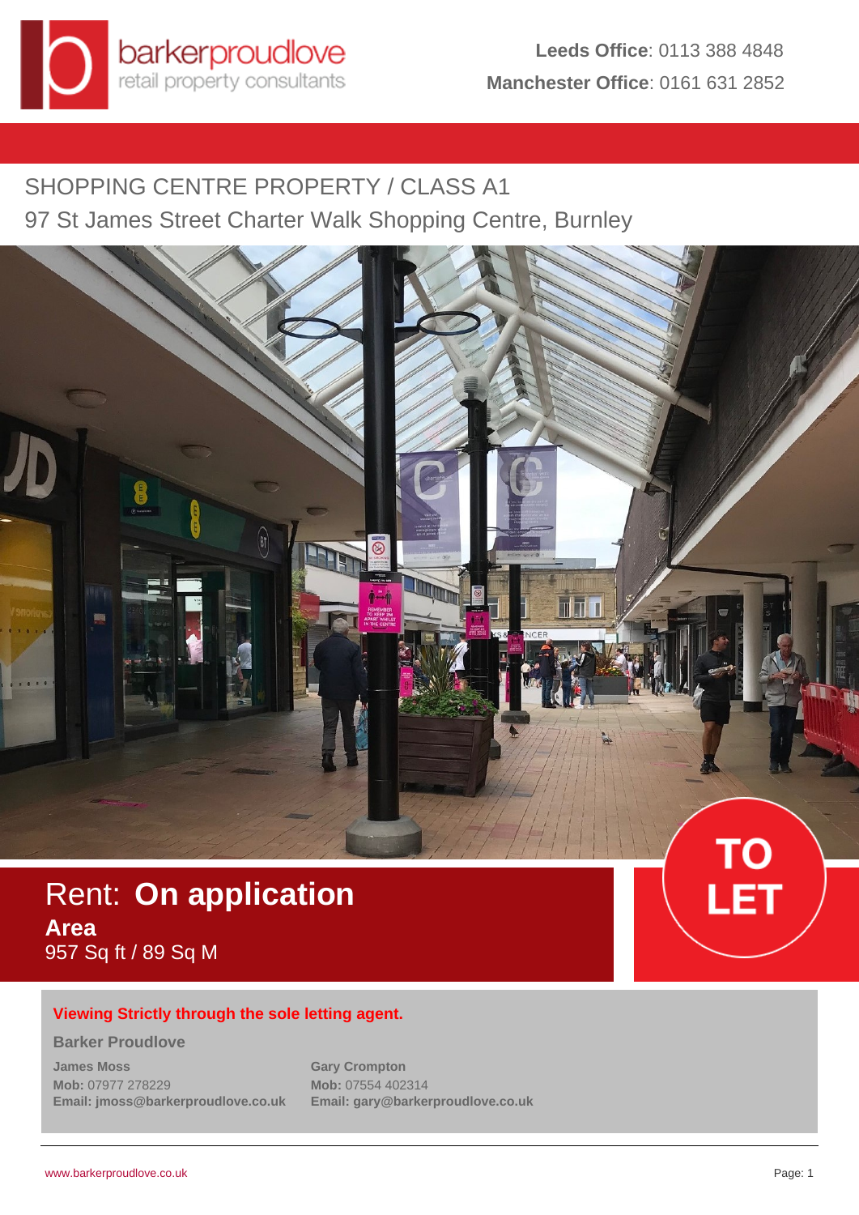barkerproudlove
retail property consultants

**Leeds Office**: 0113 388 4848
**Manchester Office**: 0161 631 2852

# SHOPPING CENTRE PROPERTY / CLASS A1

## 97 St James Street Charter Walk Shopping Centre, Burnley

Rent: **On application**

**Area**
957 Sq ft / 89 Sq M

**TO LET**

**Viewing Strictly through the sole letting agent.**

**Barker Proudlove**

**James Moss**
**Mob:** 07977 278229
**Email:** jmoss@barkerproudlove.co.uk

**Gary Crompton**
**Mob:** 07554 402314
**Email:** gary@barkerproudlove.co.uk

www.barkerproudlove.co.uk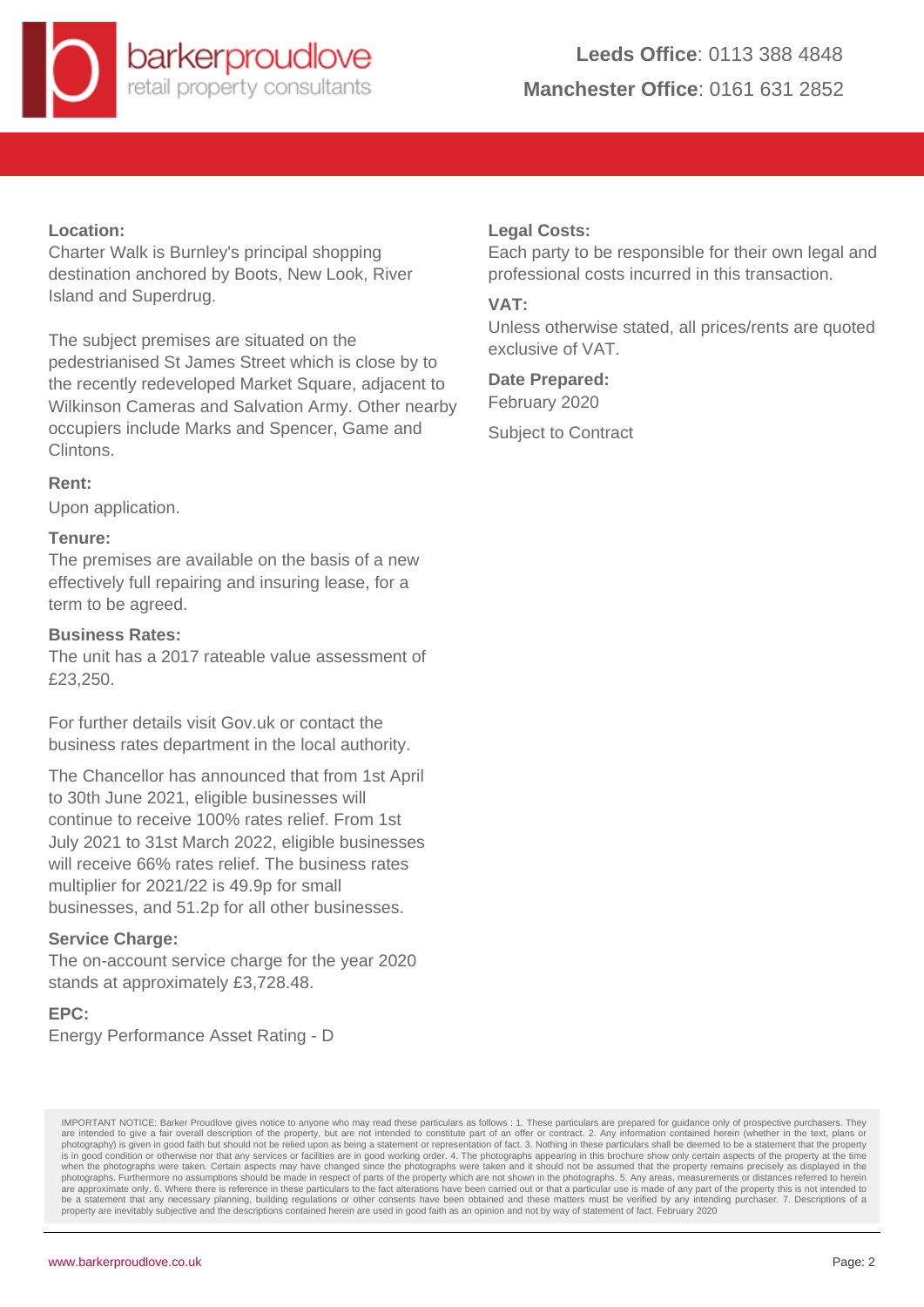**Leeds Office**: 0113 388 4848

**Manchester Office**: 0161 631 2852

### Location:

Charter Walk is Burnley's principal shopping destination anchored by Boots, New Look, River Island and Superdrug.

The subject premises are situated on the pedestrianised St James Street which is close by to the recently redeveloped Market Square, adjacent to Wilkinson Cameras and Salvation Army. Other nearby occupiers include Marks and Spencer, Game and Clintons.

### Rent:

Upon application.

### Tenure:

The premises are available on the basis of a new effectively full repairing and insuring lease, for a term to be agreed.

### Business Rates:

The unit has a 2017 rateable value assessment of £23,250.

For further details visit Gov.uk or contact the business rates department in the local authority.

The Chancellor has announced that from 1st April to 30th June 2021, eligible businesses will continue to receive 100% rates relief. From 1st July 2021 to 31st March 2022, eligible businesses will receive 66% rates relief. The business rates multiplier for 2021/22 is 49.9p for small businesses, and 51.2p for all other businesses.

### Service Charge:

The on-account service charge for the year 2020 stands at approximately £3,728.48.

### EPC:

Energy Performance Asset Rating - D

### Legal Costs:

Each party to be responsible for their own legal and professional costs incurred in this transaction.

### VAT:

Unless otherwise stated, all prices/rents are quoted exclusive of VAT.

### Date Prepared:

February 2020

Subject to Contract

IMPORTANT NOTICE: Barker Proudlove gives notice to anyone who may read these particulars as follows : 1. These particulars are prepared for guidance only of prospective purchasers. They are intended to give a fair overall description of the property, but are not intended to constitute part of an offer or contract. 2. Any information contained herein (whether in the text, plans or photography) is given in good faith but should not be relied upon as being a statement or representation of fact. 3. Nothing in these particulars shall be deemed to be a statement that the property is in good condition or otherwise nor that any services or facilities are in good working order. 4. The photographs appearing in this brochure show only certain aspects of the property at the time when the photographs were taken. Certain aspects may have changed since the photographs were taken and it should not be assumed that the property remains precisely as displayed in the photographs. Furthermore no assumptions should be made in respect of parts of the property which are not shown in the photographs. 5. Any areas, measurements or distances referred to herein are approximate only. 6. Where there is reference in these particulars to the fact alterations have been carried out or that a particular use is made of any part of the property this is not intended to be a statement that any necessary planning, building regulations or other consents have been obtained and these matters must be verified by any intending purchaser. 7. Descriptions of a property are inevitably subjective and the descriptions contained herein are used in good faith as an opinion and not by way of statement of fact. February 2020

www.barkerproudlove.co.uk